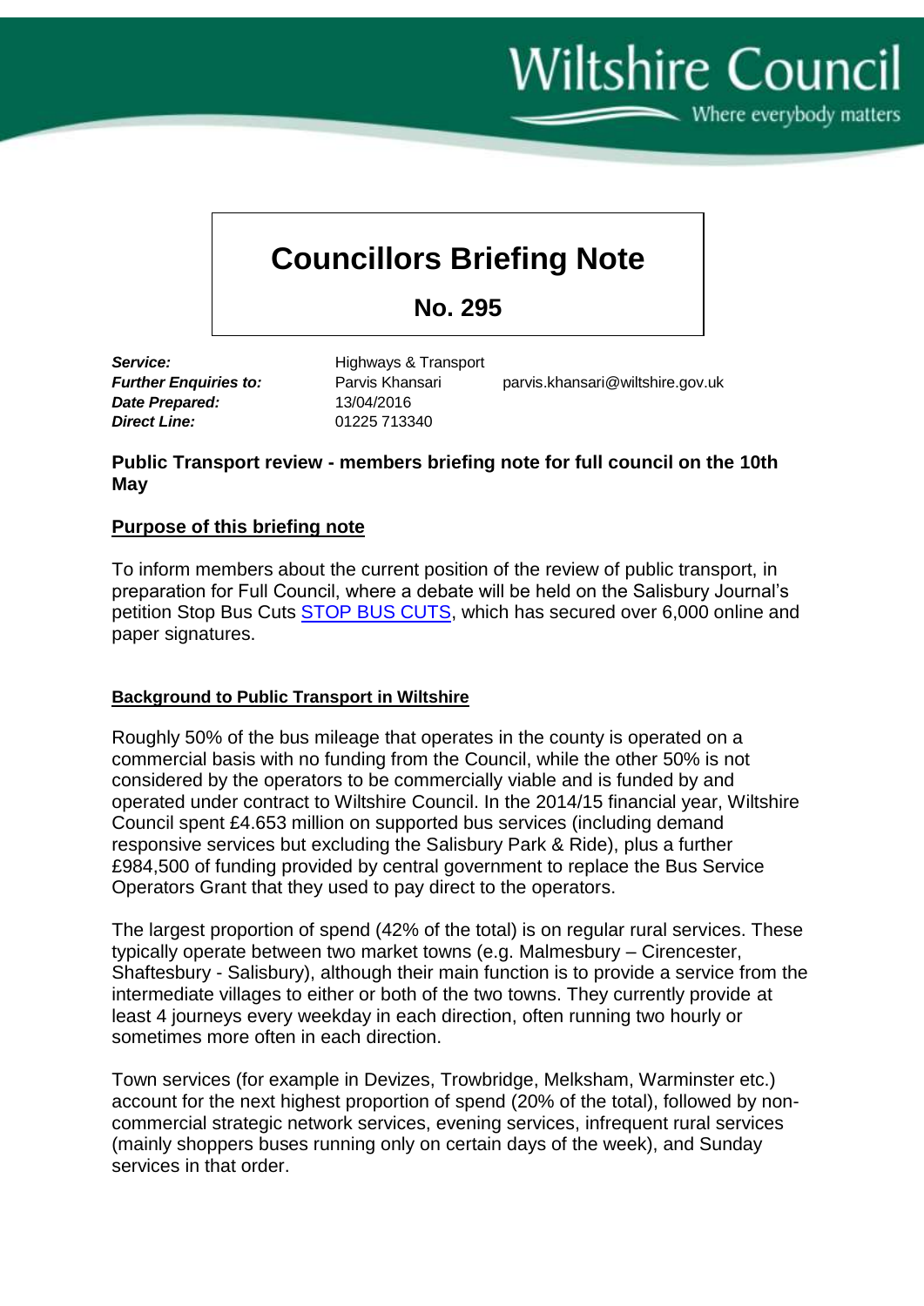Wiltshire Council

Where everybody matters

# Councillors Briefing Note

## No. 295

| | | |
|---|---|---|
| ***Service:*** | Highways & Transport | |
| ***Further Enquiries to:*** | Parvis Khansari | parvis.khansari@wiltshire.gov.uk |
| ***Date Prepared:*** | 13/04/2016 | |
| ***Direct Line:*** | 01225 713340 | |

**Public Transport review - members briefing note for full council on the 10th May**

**<u>Purpose of this briefing note</u>**

To inform members about the current position of the review of public transport, in preparation for Full Council, where a debate will be held on the Salisbury Journal's petition Stop Bus Cuts STOP BUS CUTS, which has secured over 6,000 online and paper signatures.

**<u>Background to Public Transport in Wiltshire</u>**

Roughly 50% of the bus mileage that operates in the county is operated on a commercial basis with no funding from the Council, while the other 50% is not considered by the operators to be commercially viable and is funded by and operated under contract to Wiltshire Council. In the 2014/15 financial year, Wiltshire Council spent £4.653 million on supported bus services (including demand responsive services but excluding the Salisbury Park & Ride), plus a further £984,500 of funding provided by central government to replace the Bus Service Operators Grant that they used to pay direct to the operators.

The largest proportion of spend (42% of the total) is on regular rural services. These typically operate between two market towns (e.g. Malmesbury – Cirencester, Shaftesbury - Salisbury), although their main function is to provide a service from the intermediate villages to either or both of the two towns. They currently provide at least 4 journeys every weekday in each direction, often running two hourly or sometimes more often in each direction.

Town services (for example in Devizes, Trowbridge, Melksham, Warminster etc.) account for the next highest proportion of spend (20% of the total), followed by non-commercial strategic network services, evening services, infrequent rural services (mainly shoppers buses running only on certain days of the week), and Sunday services in that order.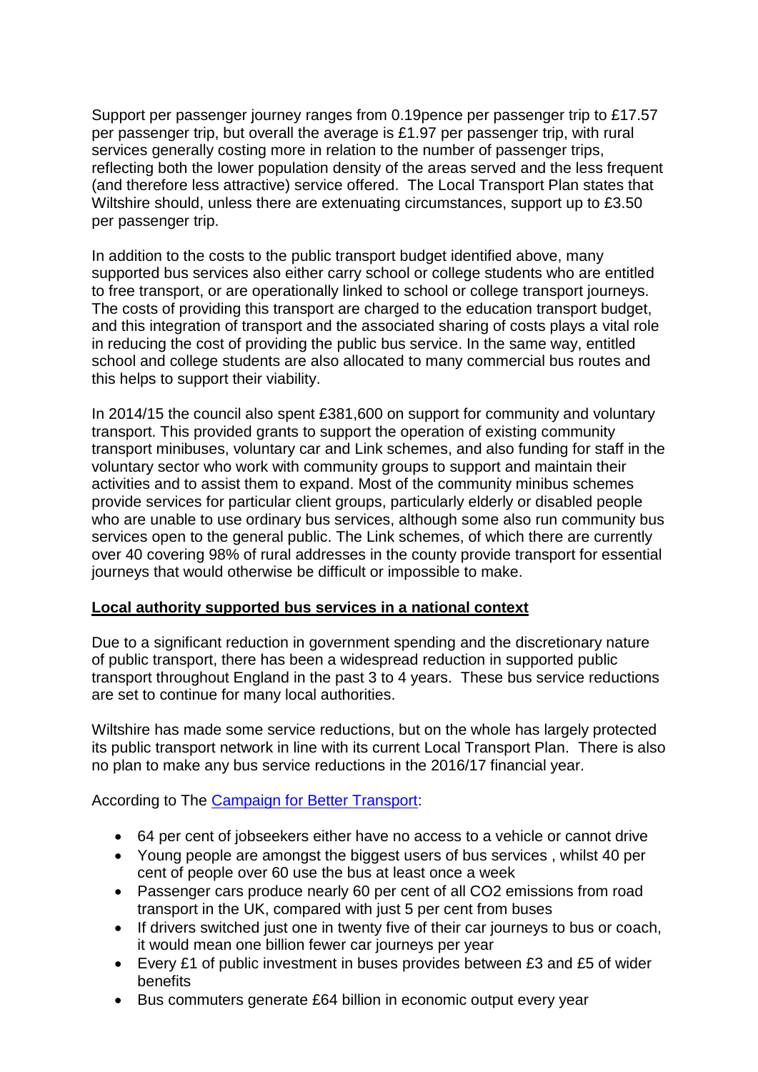Support per passenger journey ranges from 0.19pence per passenger trip to £17.57 per passenger trip, but overall the average is £1.97 per passenger trip, with rural services generally costing more in relation to the number of passenger trips, reflecting both the lower population density of the areas served and the less frequent (and therefore less attractive) service offered. The Local Transport Plan states that Wiltshire should, unless there are extenuating circumstances, support up to £3.50 per passenger trip.

In addition to the costs to the public transport budget identified above, many supported bus services also either carry school or college students who are entitled to free transport, or are operationally linked to school or college transport journeys. The costs of providing this transport are charged to the education transport budget, and this integration of transport and the associated sharing of costs plays a vital role in reducing the cost of providing the public bus service. In the same way, entitled school and college students are also allocated to many commercial bus routes and this helps to support their viability.

In 2014/15 the council also spent £381,600 on support for community and voluntary transport. This provided grants to support the operation of existing community transport minibuses, voluntary car and Link schemes, and also funding for staff in the voluntary sector who work with community groups to support and maintain their activities and to assist them to expand. Most of the community minibus schemes provide services for particular client groups, particularly elderly or disabled people who are unable to use ordinary bus services, although some also run community bus services open to the general public. The Link schemes, of which there are currently over 40 covering 98% of rural addresses in the county provide transport for essential journeys that would otherwise be difficult or impossible to make.

**Local authority supported bus services in a national context**

Due to a significant reduction in government spending and the discretionary nature of public transport, there has been a widespread reduction in supported public transport throughout England in the past 3 to 4 years. These bus service reductions are set to continue for many local authorities.

Wiltshire has made some service reductions, but on the whole has largely protected its public transport network in line with its current Local Transport Plan. There is also no plan to make any bus service reductions in the 2016/17 financial year.

According to The Campaign for Better Transport:

- 64 per cent of jobseekers either have no access to a vehicle or cannot drive
- Young people are amongst the biggest users of bus services , whilst 40 per cent of people over 60 use the bus at least once a week
- Passenger cars produce nearly 60 per cent of all $CO_2$ emissions from road transport in the UK, compared with just 5 per cent from buses
- If drivers switched just one in twenty five of their car journeys to bus or coach, it would mean one billion fewer car journeys per year
- Every £1 of public investment in buses provides between £3 and £5 of wider benefits
- Bus commuters generate £64 billion in economic output every year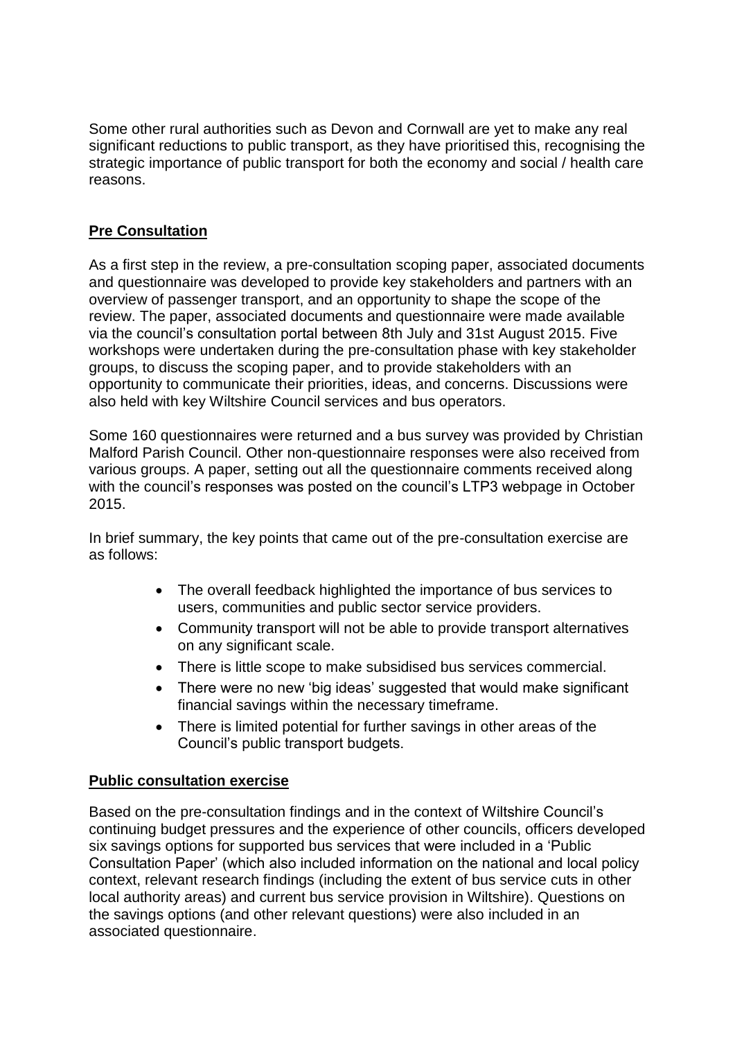Some other rural authorities such as Devon and Cornwall are yet to make any real significant reductions to public transport, as they have prioritised this, recognising the strategic importance of public transport for both the economy and social / health care reasons.

**Pre Consultation**

As a first step in the review, a pre-consultation scoping paper, associated documents and questionnaire was developed to provide key stakeholders and partners with an overview of passenger transport, and an opportunity to shape the scope of the review. The paper, associated documents and questionnaire were made available via the council's consultation portal between 8th July and 31st August 2015. Five workshops were undertaken during the pre-consultation phase with key stakeholder groups, to discuss the scoping paper, and to provide stakeholders with an opportunity to communicate their priorities, ideas, and concerns. Discussions were also held with key Wiltshire Council services and bus operators.

Some 160 questionnaires were returned and a bus survey was provided by Christian Malford Parish Council. Other non-questionnaire responses were also received from various groups. A paper, setting out all the questionnaire comments received along with the council's responses was posted on the council's LTP3 webpage in October 2015.

In brief summary, the key points that came out of the pre-consultation exercise are as follows:

- The overall feedback highlighted the importance of bus services to users, communities and public sector service providers.
- Community transport will not be able to provide transport alternatives on any significant scale.
- There is little scope to make subsidised bus services commercial.
- There were no new 'big ideas' suggested that would make significant financial savings within the necessary timeframe.
- There is limited potential for further savings in other areas of the Council's public transport budgets.

**Public consultation exercise**

Based on the pre-consultation findings and in the context of Wiltshire Council's continuing budget pressures and the experience of other councils, officers developed six savings options for supported bus services that were included in a 'Public Consultation Paper' (which also included information on the national and local policy context, relevant research findings (including the extent of bus service cuts in other local authority areas) and current bus service provision in Wiltshire). Questions on the savings options (and other relevant questions) were also included in an associated questionnaire.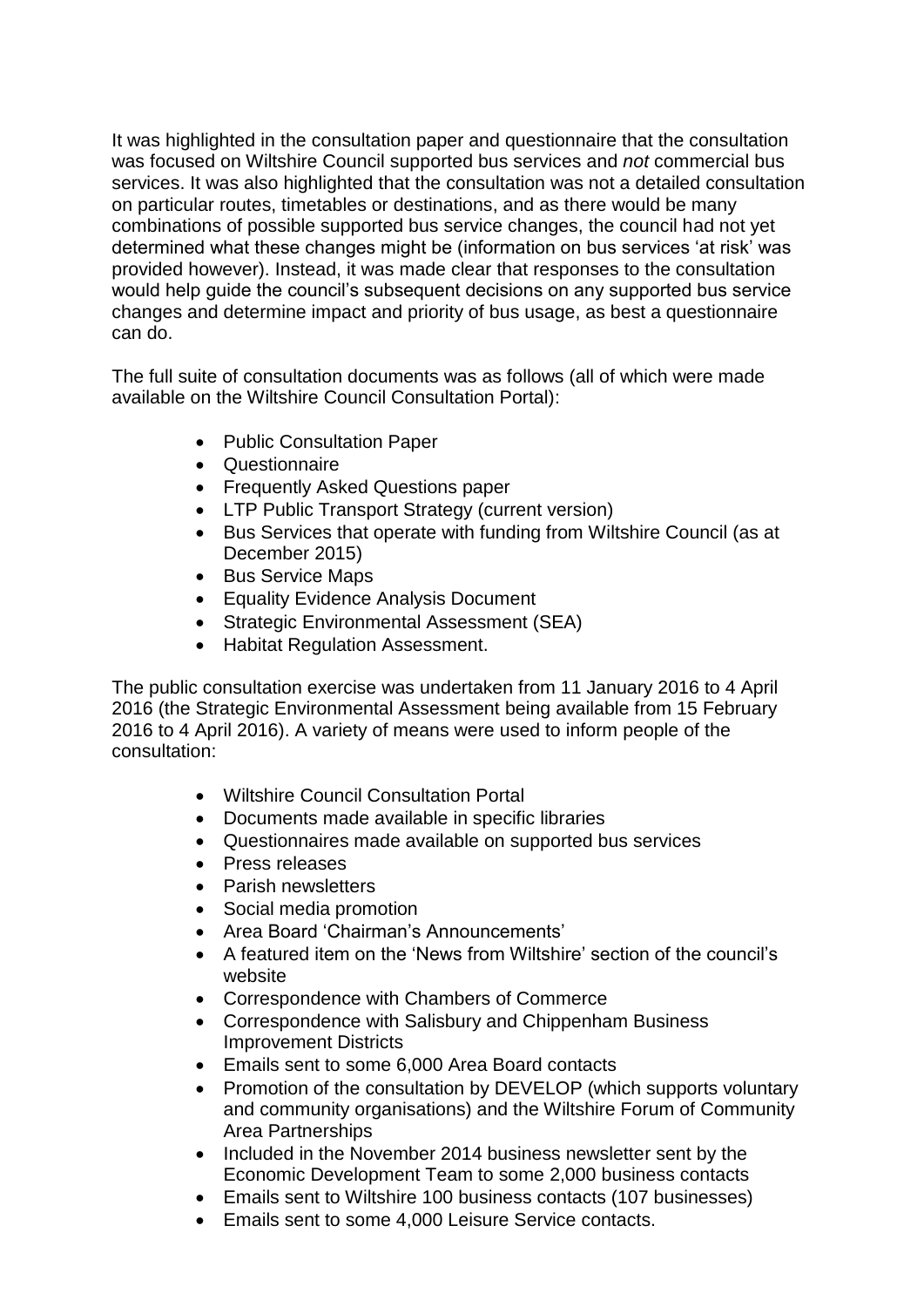It was highlighted in the consultation paper and questionnaire that the consultation was focused on Wiltshire Council supported bus services and *not* commercial bus services. It was also highlighted that the consultation was not a detailed consultation on particular routes, timetables or destinations, and as there would be many combinations of possible supported bus service changes, the council had not yet determined what these changes might be (information on bus services 'at risk' was provided however). Instead, it was made clear that responses to the consultation would help guide the council's subsequent decisions on any supported bus service changes and determine impact and priority of bus usage, as best a questionnaire can do.

The full suite of consultation documents was as follows (all of which were made available on the Wiltshire Council Consultation Portal):

- Public Consultation Paper
- Questionnaire
- Frequently Asked Questions paper
- LTP Public Transport Strategy (current version)
- Bus Services that operate with funding from Wiltshire Council (as at December 2015)
- Bus Service Maps
- Equality Evidence Analysis Document
- Strategic Environmental Assessment (SEA)
- Habitat Regulation Assessment.

The public consultation exercise was undertaken from 11 January 2016 to 4 April 2016 (the Strategic Environmental Assessment being available from 15 February 2016 to 4 April 2016). A variety of means were used to inform people of the consultation:

- Wiltshire Council Consultation Portal
- Documents made available in specific libraries
- Questionnaires made available on supported bus services
- Press releases
- Parish newsletters
- Social media promotion
- Area Board 'Chairman's Announcements'
- A featured item on the 'News from Wiltshire' section of the council's website
- Correspondence with Chambers of Commerce
- Correspondence with Salisbury and Chippenham Business Improvement Districts
- Emails sent to some 6,000 Area Board contacts
- Promotion of the consultation by DEVELOP (which supports voluntary and community organisations) and the Wiltshire Forum of Community Area Partnerships
- Included in the November 2014 business newsletter sent by the Economic Development Team to some 2,000 business contacts
- Emails sent to Wiltshire 100 business contacts (107 businesses)
- Emails sent to some 4,000 Leisure Service contacts.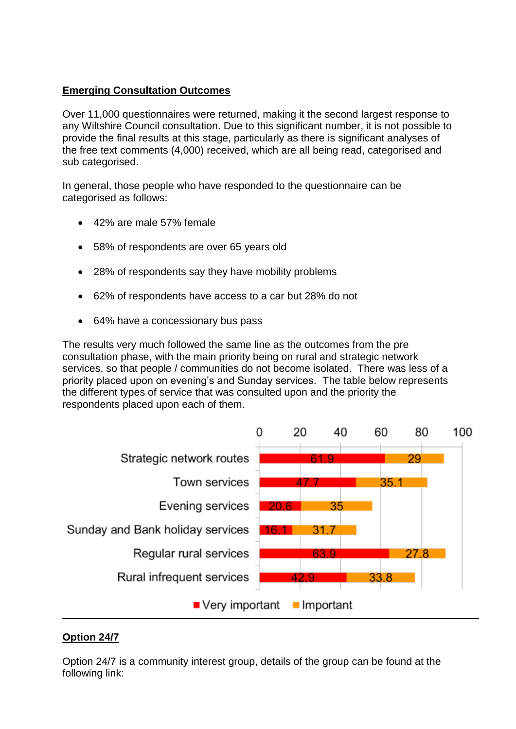## Emerging Consultation Outcomes

Over 11,000 questionnaires were returned, making it the second largest response to any Wiltshire Council consultation. Due to this significant number, it is not possible to provide the final results at this stage, particularly as there is significant analyses of the free text comments (4,000) received, which are all being read, categorised and sub categorised.

In general, those people who have responded to the questionnaire can be categorised as follows:

- 42% are male 57% female
- 58% of respondents are over 65 years old
- 28% of respondents say they have mobility problems
- 62% of respondents have access to a car but 28% do not
- 64% have a concessionary bus pass

The results very much followed the same line as the outcomes from the pre consultation phase, with the main priority being on rural and strategic network services, so that people / communities do not become isolated. There was less of a priority placed upon on evening's and Sunday services. The table below represents the different types of service that was consulted upon and the priority the respondents placed upon each of them.

| Service | Very important | Important |
|---|---|---|
| Strategic network routes | 61.9 | 29 |
| Town services | 47.7 | 35.1 |
| Evening services | 20.6 | 35 |
| Sunday and Bank holiday services | 16.1 | 31.7 |
| Regular rural services | 63.9 | 27.8 |
| Rural infrequent services | 42.9 | 33.8 |

## Option 24/7

Option 24/7 is a community interest group, details of the group can be found at the following link: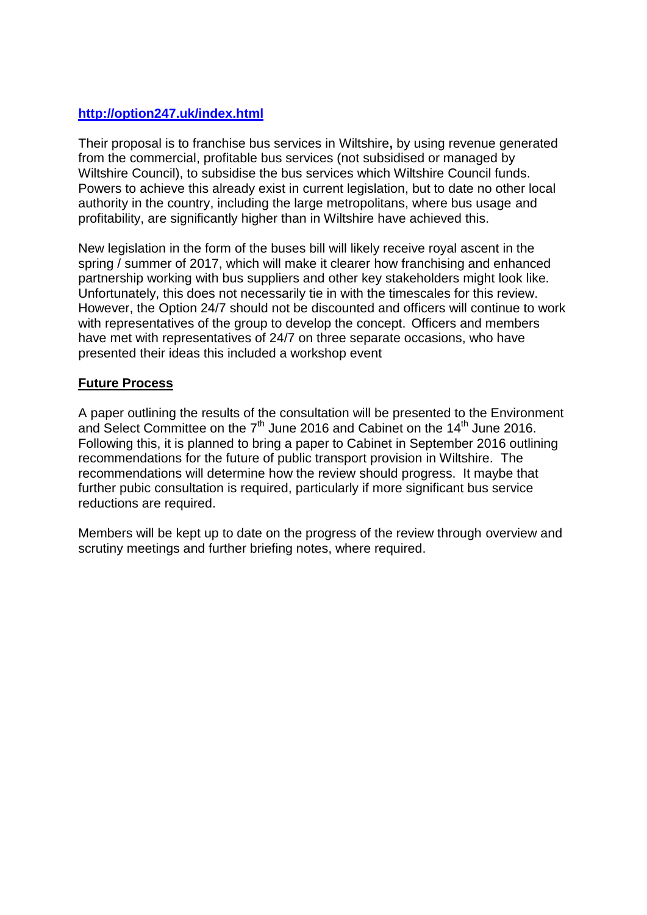**http://option247.uk/index.html**

Their proposal is to franchise bus services in Wiltshire**,** by using revenue generated from the commercial, profitable bus services (not subsidised or managed by Wiltshire Council), to subsidise the bus services which Wiltshire Council funds. Powers to achieve this already exist in current legislation, but to date no other local authority in the country, including the large metropolitans, where bus usage and profitability, are significantly higher than in Wiltshire have achieved this.

New legislation in the form of the buses bill will likely receive royal ascent in the spring / summer of 2017, which will make it clearer how franchising and enhanced partnership working with bus suppliers and other key stakeholders might look like. Unfortunately, this does not necessarily tie in with the timescales for this review. However, the Option 24/7 should not be discounted and officers will continue to work with representatives of the group to develop the concept. Officers and members have met with representatives of 24/7 on three separate occasions, who have presented their ideas this included a workshop event

**Future Process**

A paper outlining the results of the consultation will be presented to the Environment and Select Committee on the 7th June 2016 and Cabinet on the 14th June 2016. Following this, it is planned to bring a paper to Cabinet in September 2016 outlining recommendations for the future of public transport provision in Wiltshire. The recommendations will determine how the review should progress. It maybe that further pubic consultation is required, particularly if more significant bus service reductions are required.

Members will be kept up to date on the progress of the review through overview and scrutiny meetings and further briefing notes, where required.